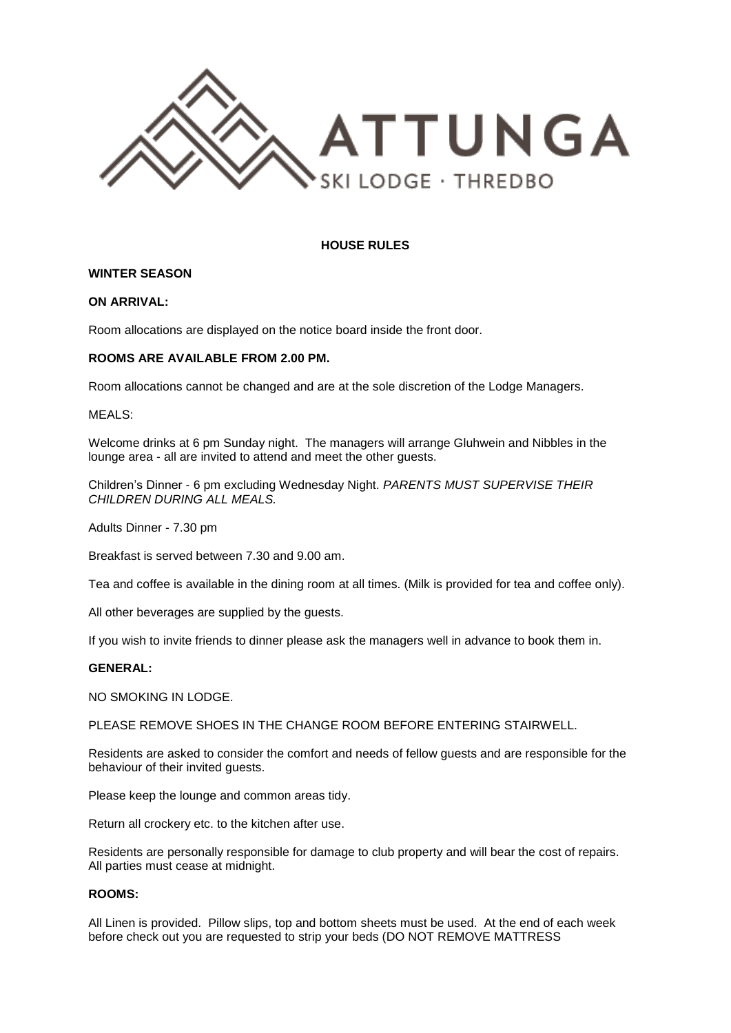ATTUNGA

SKI LODGE · THREDBO

## HOUSE RULES

### WINTER SEASON

**ON ARRIVAL:**

Room allocations are displayed on the notice board inside the front door.

**ROOMS ARE AVAILABLE FROM 2.00 PM.**

Room allocations cannot be changed and are at the sole discretion of the Lodge Managers.

MEALS:

Welcome drinks at 6 pm Sunday night. The managers will arrange Gluhwein and Nibbles in the lounge area - all are invited to attend and meet the other guests.

Children's Dinner - 6 pm excluding Wednesday Night. *PARENTS MUST SUPERVISE THEIR CHILDREN DURING ALL MEALS.*

Adults Dinner - 7.30 pm

Breakfast is served between 7.30 and 9.00 am.

Tea and coffee is available in the dining room at all times. (Milk is provided for tea and coffee only).

All other beverages are supplied by the guests.

If you wish to invite friends to dinner please ask the managers well in advance to book them in.

**GENERAL:**

NO SMOKING IN LODGE.

PLEASE REMOVE SHOES IN THE CHANGE ROOM BEFORE ENTERING STAIRWELL.

Residents are asked to consider the comfort and needs of fellow guests and are responsible for the behaviour of their invited guests.

Please keep the lounge and common areas tidy.

Return all crockery etc. to the kitchen after use.

Residents are personally responsible for damage to club property and will bear the cost of repairs. All parties must cease at midnight.

**ROOMS:**

All Linen is provided. Pillow slips, top and bottom sheets must be used. At the end of each week before check out you are requested to strip your beds (DO NOT REMOVE MATTRESS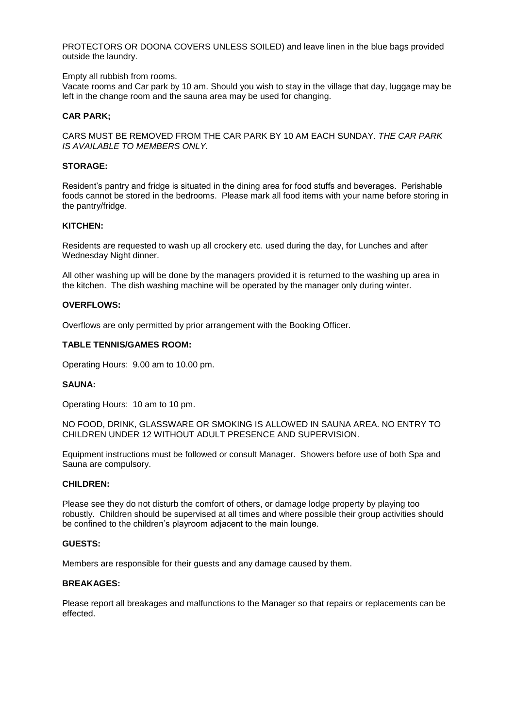PROTECTORS OR DOONA COVERS UNLESS SOILED) and leave linen in the blue bags provided outside the laundry.

Empty all rubbish from rooms.
Vacate rooms and Car park by 10 am. Should you wish to stay in the village that day, luggage may be left in the change room and the sauna area may be used for changing.

**CAR PARK;**

CARS MUST BE REMOVED FROM THE CAR PARK BY 10 AM EACH SUNDAY. *THE CAR PARK IS AVAILABLE TO MEMBERS ONLY.*

**STORAGE:**

Resident's pantry and fridge is situated in the dining area for food stuffs and beverages. Perishable foods cannot be stored in the bedrooms. Please mark all food items with your name before storing in the pantry/fridge.

**KITCHEN:**

Residents are requested to wash up all crockery etc. used during the day, for Lunches and after Wednesday Night dinner.

All other washing up will be done by the managers provided it is returned to the washing up area in the kitchen. The dish washing machine will be operated by the manager only during winter.

**OVERFLOWS:**

Overflows are only permitted by prior arrangement with the Booking Officer.

**TABLE TENNIS/GAMES ROOM:**

Operating Hours: 9.00 am to 10.00 pm.

**SAUNA:**

Operating Hours: 10 am to 10 pm.

NO FOOD, DRINK, GLASSWARE OR SMOKING IS ALLOWED IN SAUNA AREA. NO ENTRY TO CHILDREN UNDER 12 WITHOUT ADULT PRESENCE AND SUPERVISION.

Equipment instructions must be followed or consult Manager. Showers before use of both Spa and Sauna are compulsory.

**CHILDREN:**

Please see they do not disturb the comfort of others, or damage lodge property by playing too robustly. Children should be supervised at all times and where possible their group activities should be confined to the children's playroom adjacent to the main lounge.

**GUESTS:**

Members are responsible for their guests and any damage caused by them.

**BREAKAGES:**

Please report all breakages and malfunctions to the Manager so that repairs or replacements can be effected.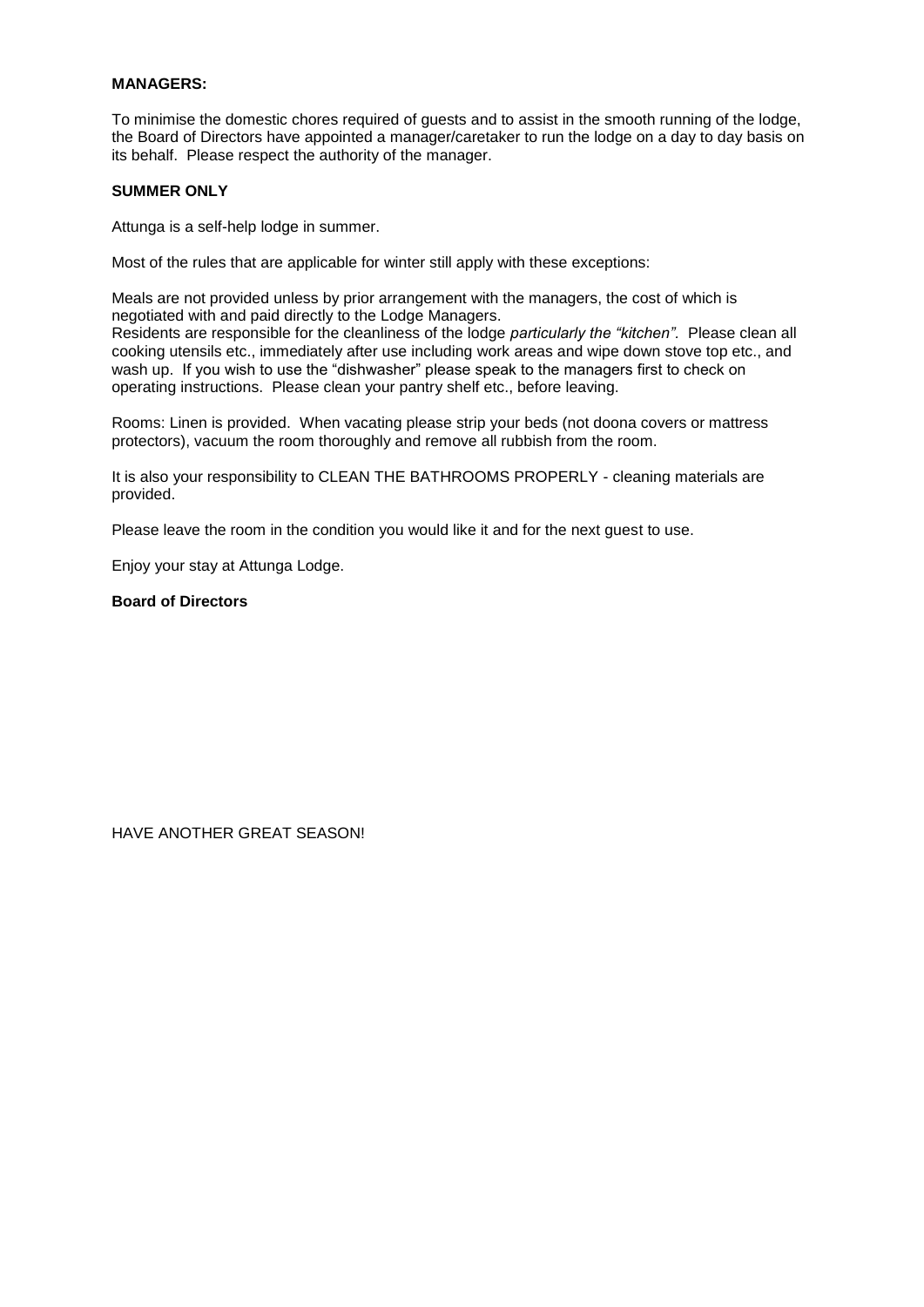**MANAGERS:**

To minimise the domestic chores required of guests and to assist in the smooth running of the lodge, the Board of Directors have appointed a manager/caretaker to run the lodge on a day to day basis on its behalf. Please respect the authority of the manager.

**SUMMER ONLY**

Attunga is a self-help lodge in summer.

Most of the rules that are applicable for winter still apply with these exceptions:

Meals are not provided unless by prior arrangement with the managers, the cost of which is negotiated with and paid directly to the Lodge Managers.
Residents are responsible for the cleanliness of the lodge *particularly the "kitchen".* Please clean all cooking utensils etc., immediately after use including work areas and wipe down stove top etc., and wash up. If you wish to use the "dishwasher" please speak to the managers first to check on operating instructions. Please clean your pantry shelf etc., before leaving.

Rooms: Linen is provided. When vacating please strip your beds (not doona covers or mattress protectors), vacuum the room thoroughly and remove all rubbish from the room.

It is also your responsibility to CLEAN THE BATHROOMS PROPERLY - cleaning materials are provided.

Please leave the room in the condition you would like it and for the next guest to use.

Enjoy your stay at Attunga Lodge.

**Board of Directors**

HAVE ANOTHER GREAT SEASON!